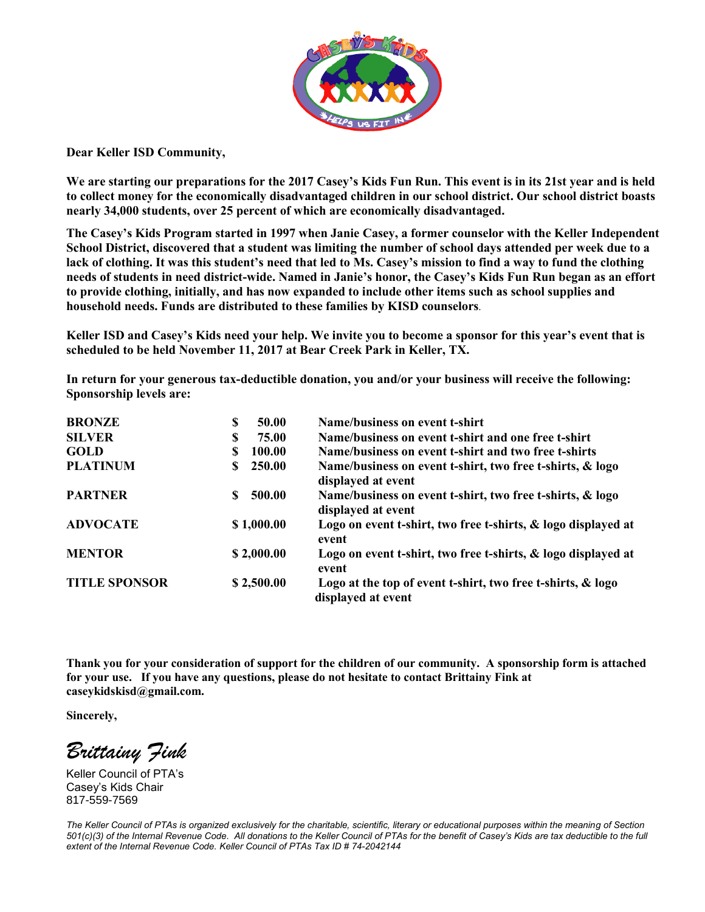**Dear Keller ISD Community,**

**We are starting our preparations for the 2017 Casey's Kids Fun Run. This event is in its 21st year and is held to collect money for the economically disadvantaged children in our school district. Our school district boasts nearly 34,000 students, over 25 percent of which are economically disadvantaged.**

**The Casey's Kids Program started in 1997 when Janie Casey, a former counselor with the Keller Independent School District, discovered that a student was limiting the number of school days attended per week due to a lack of clothing. It was this student's need that led to Ms. Casey's mission to find a way to fund the clothing needs of students in need district-wide. Named in Janie's honor, the Casey's Kids Fun Run began as an effort to provide clothing, initially, and has now expanded to include other items such as school supplies and household needs. Funds are distributed to these families by KISD counselors.**

**Keller ISD and Casey's Kids need your help. We invite you to become a sponsor for this year's event that is scheduled to be held November 11, 2017 at Bear Creek Park in Keller, TX.**

**In return for your generous tax-deductible donation, you and/or your business will receive the following: Sponsorship levels are:**

| Level | Amount | Benefits |
|---|---|---|
| **BRONZE** | **$ 50.00** | **Name/business on event t-shirt** |
| **SILVER** | **$ 75.00** | **Name/business on event t-shirt and one free t-shirt** |
| **GOLD** | **$ 100.00** | **Name/business on event t-shirt and two free t-shirts** |
| **PLATINUM** | **$ 250.00** | **Name/business on event t-shirt, two free t-shirts, & logo displayed at event** |
| **PARTNER** | **$ 500.00** | **Name/business on event t-shirt, two free t-shirts, & logo displayed at event** |
| **ADVOCATE** | **$ 1,000.00** | **Logo on event t-shirt, two free t-shirts, & logo displayed at event** |
| **MENTOR** | **$ 2,000.00** | **Logo on event t-shirt, two free t-shirts, & logo displayed at event** |
| **TITLE SPONSOR** | **$ 2,500.00** | **Logo at the top of event t-shirt, two free t-shirts, & logo displayed at event** |

**Thank you for your consideration of support for the children of our community. A sponsorship form is attached for your use. If you have any questions, please do not hesitate to contact Brittainy Fink at caseykidskisd@gmail.com.**

**Sincerely,**

*Brittainy Fink*

Keller Council of PTA's
Casey's Kids Chair
817-559-7569

*The Keller Council of PTAs is organized exclusively for the charitable, scientific, literary or educational purposes within the meaning of Section 501(c)(3) of the Internal Revenue Code. All donations to the Keller Council of PTAs for the benefit of Casey's Kids are tax deductible to the full extent of the Internal Revenue Code. Keller Council of PTAs Tax ID # 74-2042144*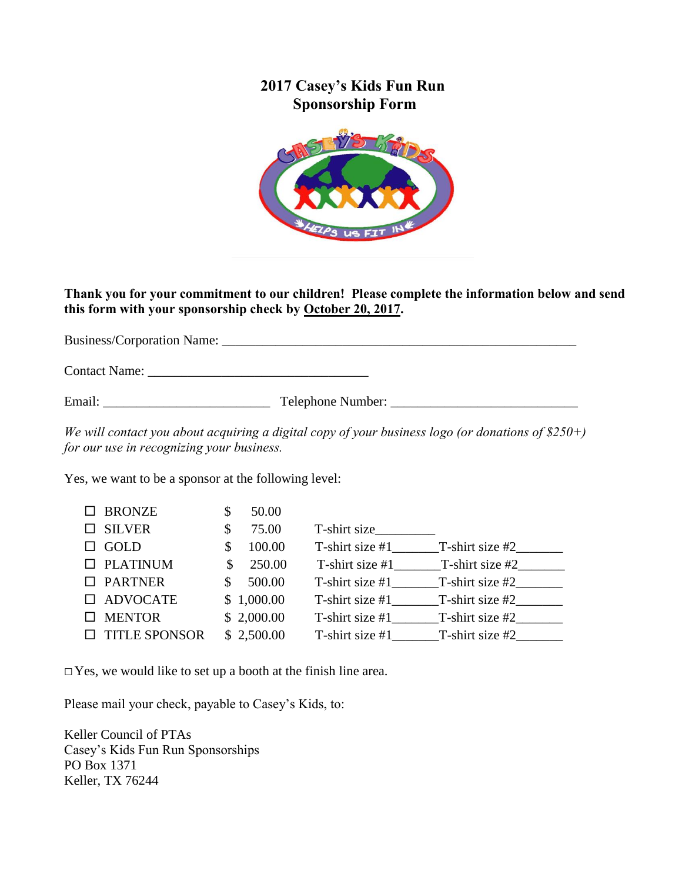# 2017 Casey's Kids Fun Run
## Sponsorship Form

**Thank you for your commitment to our children! Please complete the information below and send this form with your sponsorship check by <u>October 20, 2017</u>.**

Business/Corporation Name: ________________________________________________________

Contact Name: ________________________________

Email: ________________________ Telephone Number: ___________________________

*We will contact you about acquiring a digital copy of your business logo (or donations of $250+) for our use in recognizing your business.*

Yes, we want to be a sponsor at the following level:

| | | | | |
|---|---|---|---|---|
| ☐ | BRONZE | $ 50.00 | | |
| ☐ | SILVER | $ 75.00 | T-shirt size_________ | |
| ☐ | GOLD | $ 100.00 | T-shirt size #1_______ | T-shirt size #2_______ |
| ☐ | PLATINUM | $ 250.00 | T-shirt size #1_______ | T-shirt size #2_______ |
| ☐ | PARTNER | $ 500.00 | T-shirt size #1_______ | T-shirt size #2_______ |
| ☐ | ADVOCATE | $ 1,000.00 | T-shirt size #1_______ | T-shirt size #2_______ |
| ☐ | MENTOR | $ 2,000.00 | T-shirt size #1_______ | T-shirt size #2_______ |
| ☐ | TITLE SPONSOR | $ 2,500.00 | T-shirt size #1_______ | T-shirt size #2_______ |

□ Yes, we would like to set up a booth at the finish line area.

Please mail your check, payable to Casey's Kids, to:

Keller Council of PTAs  
Casey's Kids Fun Run Sponsorships  
PO Box 1371  
Keller, TX 76244